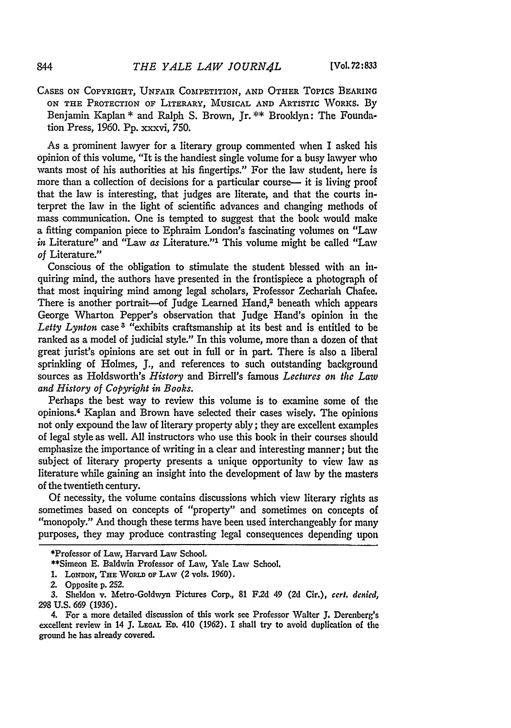CASES ON COPYRIGHT, UNFAIR COMPETITION, AND OTHER TOPICS BEARING ON THE PROTECTION OF LITERARY, MUSICAL AND ARTISTIC WORKS. By Benjamin Kaplan * and Ralph S. Brown, Jr. ** Brooklyn: The Foundation Press, 1960. Pp. xxxvi, 750.

As a prominent lawyer for a literary group commented when I asked his opinion of this volume, "It is the handiest single volume for a busy lawyer who wants most of his authorities at his fingertips." For the law student, here is more than a collection of decisions for a particular course— it is living proof that the law is interesting, that judges are literate, and that the courts interpret the law in the light of scientific advances and changing methods of mass communication. One is tempted to suggest that the book would make a fitting companion piece to Ephraim London's fascinating volumes on "Law *in* Literature" and "Law *as* Literature."[1] This volume might be called "Law *of* Literature."

Conscious of the obligation to stimulate the student blessed with an inquiring mind, the authors have presented in the frontispiece a photograph of that most inquiring mind among legal scholars, Professor Zechariah Chafee. There is another portrait—of Judge Learned Hand,[2] beneath which appears George Wharton Pepper's observation that Judge Hand's opinion in the *Letty Lynton* case[3] "exhibits craftsmanship at its best and is entitled to be ranked as a model of judicial style." In this volume, more than a dozen of that great jurist's opinions are set out in full or in part. There is also a liberal sprinkling of Holmes, J., and references to such outstanding background sources as Holdsworth's *History* and Birrell's famous *Lectures on the Law and History of Copyright in Books.*

Perhaps the best way to review this volume is to examine some of the opinions.[4] Kaplan and Brown have selected their cases wisely. The opinions not only expound the law of literary property ably; they are excellent examples of legal style as well. All instructors who use this book in their courses should emphasize the importance of writing in a clear and interesting manner; but the subject of literary property presents a unique opportunity to view law as literature while gaining an insight into the development of law by the masters of the twentieth century.

Of necessity, the volume contains discussions which view literary rights as sometimes based on concepts of "property" and sometimes on concepts of "monopoly." And though these terms have been used interchangeably for many purposes, they may produce contrasting legal consequences depending upon

---

*Professor of Law, Harvard Law School.

**Simeon E. Baldwin Professor of Law, Yale Law School.

1. LONDON, THE WORLD OF LAW (2 vols. 1960).

2. Opposite p. 252.

3. Sheldon v. Metro-Goldwyn Pictures Corp., 81 F.2d 49 (2d Cir.), *cert. denied*, 298 U.S. 669 (1936).

4. For a more detailed discussion of this work see Professor Walter J. Derenberg's excellent review in 14 J. LEGAL ED. 410 (1962). I shall try to avoid duplication of the ground he has already covered.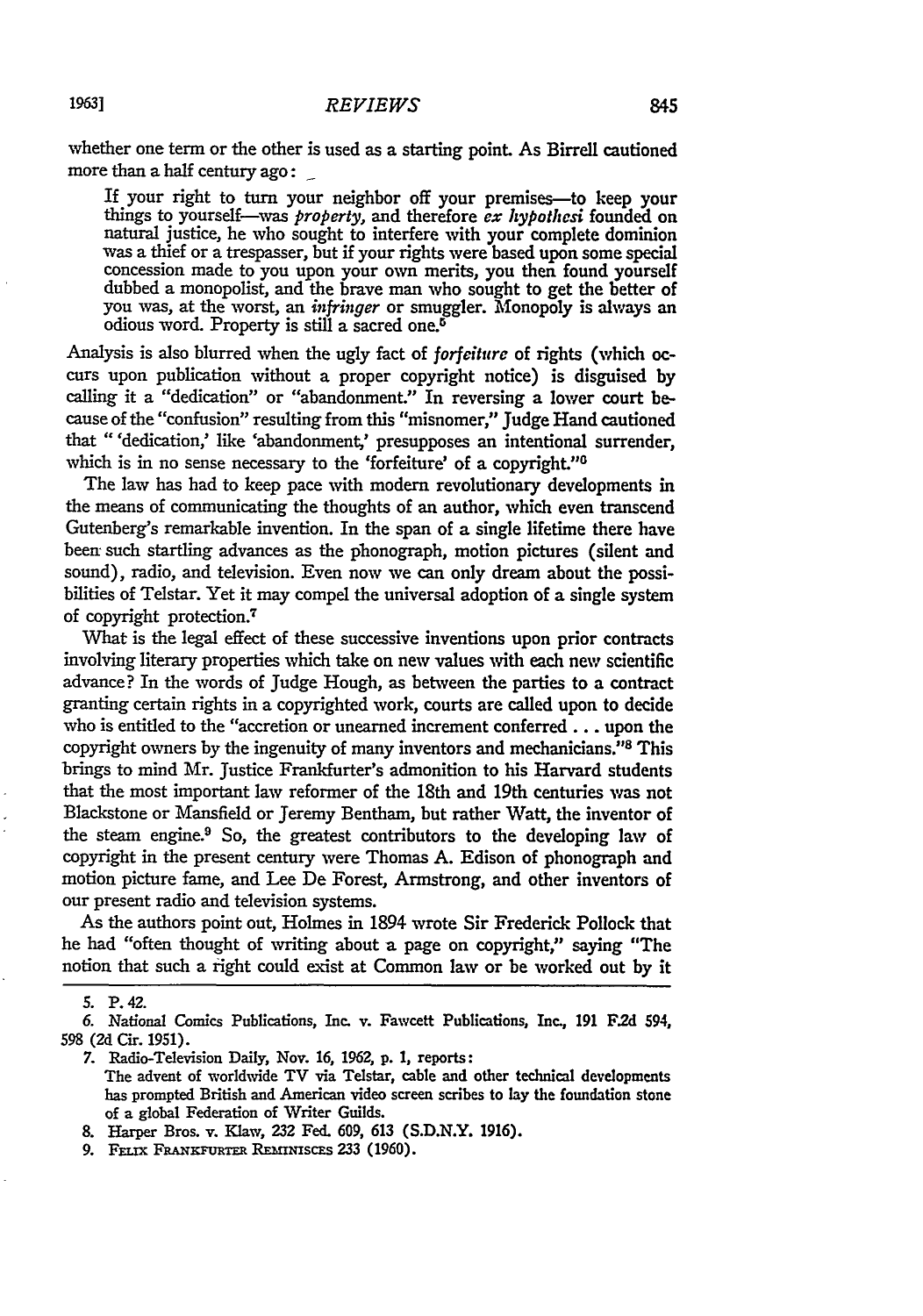whether one term or the other is used as a starting point. As Birrell cautioned more than a half century ago:

> If your right to turn your neighbor off your premises—to keep your things to yourself—was *property*, and therefore *ex hypothesi* founded on natural justice, he who sought to interfere with your complete dominion was a thief or a trespasser, but if your rights were based upon some special concession made to you upon your own merits, you then found yourself dubbed a monopolist, and the brave man who sought to get the better of you was, at the worst, an *infringer* or smuggler. Monopoly is always an odious word. Property is still a sacred one.[5]

Analysis is also blurred when the ugly fact of *forfeiture* of rights (which occurs upon publication without a proper copyright notice) is disguised by calling it a "dedication" or "abandonment." In reversing a lower court because of the "confusion" resulting from this "misnomer," Judge Hand cautioned that "'dedication,' like 'abandonment,' presupposes an intentional surrender, which is in no sense necessary to the 'forfeiture' of a copyright."[6]

The law has had to keep pace with modern revolutionary developments in the means of communicating the thoughts of an author, which even transcend Gutenberg's remarkable invention. In the span of a single lifetime there have been such startling advances as the phonograph, motion pictures (silent and sound), radio, and television. Even now we can only dream about the possibilities of Telstar. Yet it may compel the universal adoption of a single system of copyright protection.[7]

What is the legal effect of these successive inventions upon prior contracts involving literary properties which take on new values with each new scientific advance? In the words of Judge Hough, as between the parties to a contract granting certain rights in a copyrighted work, courts are called upon to decide who is entitled to the "accretion or unearned increment conferred . . . upon the copyright owners by the ingenuity of many inventors and mechanicians."[8] This brings to mind Mr. Justice Frankfurter's admonition to his Harvard students that the most important law reformer of the 18th and 19th centuries was not Blackstone or Mansfield or Jeremy Bentham, but rather Watt, the inventor of the steam engine.[9] So, the greatest contributors to the developing law of copyright in the present century were Thomas A. Edison of phonograph and motion picture fame, and Lee De Forest, Armstrong, and other inventors of our present radio and television systems.

As the authors point out, Holmes in 1894 wrote Sir Frederick Pollock that he had "often thought of writing about a page on copyright," saying "The notion that such a right could exist at Common law or be worked out by it

---

5. P. 42.

6. National Comics Publications, Inc. v. Fawcett Publications, Inc., 191 F.2d 594, 598 (2d Cir. 1951).

7. Radio-Television Daily, Nov. 16, 1962, p. 1, reports:

> The advent of worldwide TV via Telstar, cable and other technical developments has prompted British and American video screen scribes to lay the foundation stone of a global Federation of Writer Guilds.

8. Harper Bros. v. Klaw, 232 Fed. 609, 613 (S.D.N.Y. 1916).

9. Felix Frankfurter Reminisces 233 (1960).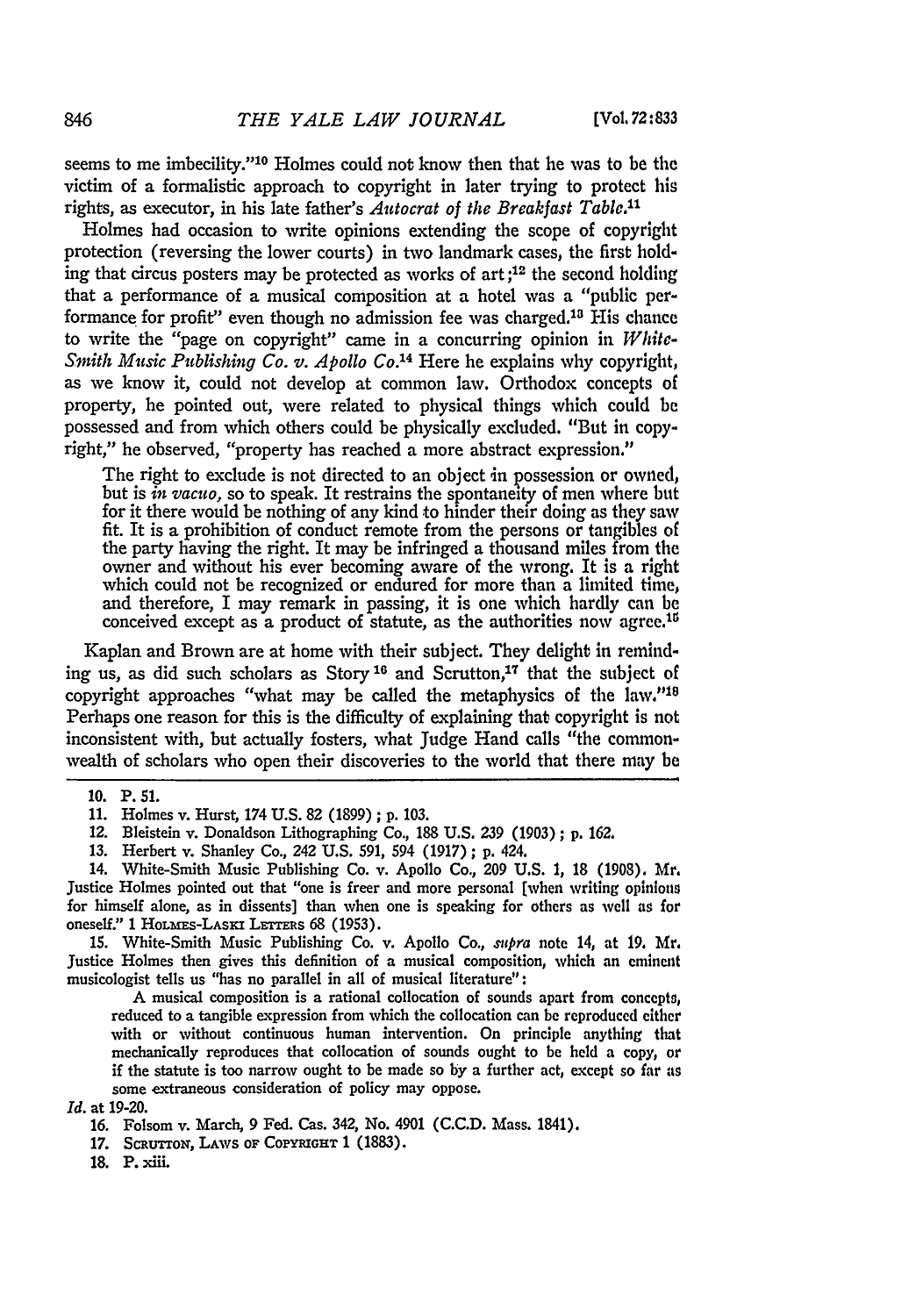seems to me imbecility."[10] Holmes could not know then that he was to be the victim of a formalistic approach to copyright in later trying to protect his rights, as executor, in his late father's *Autocrat of the Breakfast Table*.[11]

Holmes had occasion to write opinions extending the scope of copyright protection (reversing the lower courts) in two landmark cases, the first holding that circus posters may be protected as works of art;[12] the second holding that a performance of a musical composition at a hotel was a "public performance for profit" even though no admission fee was charged.[13] His chance to write the "page on copyright" came in a concurring opinion in *White-Smith Music Publishing Co. v. Apollo Co.*[14] Here he explains why copyright, as we know it, could not develop at common law. Orthodox concepts of property, he pointed out, were related to physical things which could be possessed and from which others could be physically excluded. "But in copyright," he observed, "property has reached a more abstract expression."

> The right to exclude is not directed to an object in possession or owned, but is *in vacuo*, so to speak. It restrains the spontaneity of men where but for it there would be nothing of any kind to hinder their doing as they saw fit. It is a prohibition of conduct remote from the persons or tangibles of the party having the right. It may be infringed a thousand miles from the owner and without his ever becoming aware of the wrong. It is a right which could not be recognized or endured for more than a limited time, and therefore, I may remark in passing, it is one which hardly can be conceived except as a product of statute, as the authorities now agree.[15]

Kaplan and Brown are at home with their subject. They delight in reminding us, as did such scholars as Story[16] and Scrutton,[17] that the subject of copyright approaches "what may be called the metaphysics of the law."[18] Perhaps one reason for this is the difficulty of explaining that copyright is not inconsistent with, but actually fosters, what Judge Hand calls "the commonwealth of scholars who open their discoveries to the world that there may be

---

10. P. 51.

11. Holmes v. Hurst, 174 U.S. 82 (1899); p. 103.

12. Bleistein v. Donaldson Lithographing Co., 188 U.S. 239 (1903); p. 162.

13. Herbert v. Shanley Co., 242 U.S. 591, 594 (1917); p. 424.

14. White-Smith Music Publishing Co. v. Apollo Co., 209 U.S. 1, 18 (1908). Mr. Justice Holmes pointed out that "one is freer and more personal [when writing opinions for himself alone, as in dissents] than when one is speaking for others as well as for oneself." 1 HOLMES-LASKI LETTERS 68 (1953).

15. White-Smith Music Publishing Co. v. Apollo Co., *supra* note 14, at 19. Mr. Justice Holmes then gives this definition of a musical composition, which an eminent musicologist tells us "has no parallel in all of musical literature":

> A musical composition is a rational collocation of sounds apart from concepts, reduced to a tangible expression from which the collocation can be reproduced either with or without continuous human intervention. On principle anything that mechanically reproduces that collocation of sounds ought to be held a copy, or if the statute is too narrow ought to be made so by a further act, except so far as some extraneous consideration of policy may oppose.

*Id.* at 19-20.

16. Folsom v. March, 9 Fed. Cas. 342, No. 4901 (C.C.D. Mass. 1841).

17. SCRUTTON, LAWS OF COPYRIGHT 1 (1883).

18. P. xiii.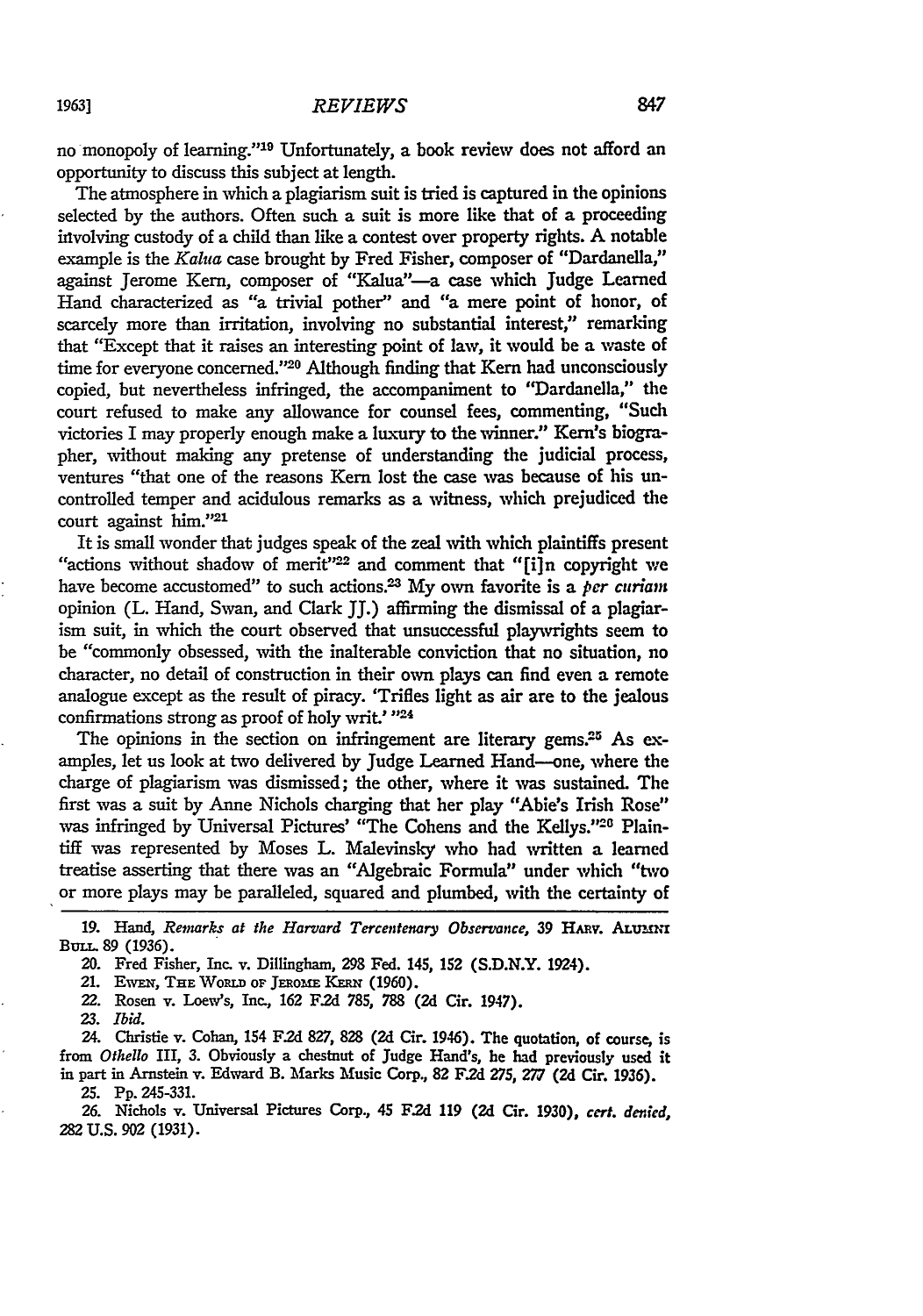no monopoly of learning."[19] Unfortunately, a book review does not afford an opportunity to discuss this subject at length.

The atmosphere in which a plagiarism suit is tried is captured in the opinions selected by the authors. Often such a suit is more like that of a proceeding involving custody of a child than like a contest over property rights. A notable example is the *Kalua* case brought by Fred Fisher, composer of "Dardanella," against Jerome Kern, composer of "Kalua"—a case which Judge Learned Hand characterized as "a trivial pother" and "a mere point of honor, of scarcely more than irritation, involving no substantial interest," remarking that "Except that it raises an interesting point of law, it would be a waste of time for everyone concerned."[20] Although finding that Kern had unconsciously copied, but nevertheless infringed, the accompaniment to "Dardanella," the court refused to make any allowance for counsel fees, commenting, "Such victories I may properly enough make a luxury to the winner." Kern's biographer, without making any pretense of understanding the judicial process, ventures "that one of the reasons Kern lost the case was because of his uncontrolled temper and acidulous remarks as a witness, which prejudiced the court against him."[21]

It is small wonder that judges speak of the zeal with which plaintiffs present "actions without shadow of merit"[22] and comment that "[i]n copyright we have become accustomed" to such actions.[23] My own favorite is a *per curiam* opinion (L. Hand, Swan, and Clark JJ.) affirming the dismissal of a plagiarism suit, in which the court observed that unsuccessful playwrights seem to be "commonly obsessed, with the inalterable conviction that no situation, no character, no detail of construction in their own plays can find even a remote analogue except as the result of piracy. 'Trifles light as air are to the jealous confirmations strong as proof of holy writ.' "[24]

The opinions in the section on infringement are literary gems.[25] As examples, let us look at two delivered by Judge Learned Hand—one, where the charge of plagiarism was dismissed; the other, where it was sustained. The first was a suit by Anne Nichols charging that her play "Abie's Irish Rose" was infringed by Universal Pictures' "The Cohens and the Kellys."[26] Plaintiff was represented by Moses L. Malevinsky who had written a learned treatise asserting that there was an "Algebraic Formula" under which "two or more plays may be paralleled, squared and plumbed, with the certainty of

---

19. Hand, *Remarks at the Harvard Tercentenary Observance*, 39 Harv. Alumni Bull. 89 (1936).

20. Fred Fisher, Inc. v. Dillingham, 298 Fed. 145, 152 (S.D.N.Y. 1924).

21. Ewen, The World of Jerome Kern (1960).

22. Rosen v. Loew's, Inc., 162 F.2d 785, 788 (2d Cir. 1947).

23. *Ibid.*

24. Christie v. Cohan, 154 F.2d 827, 828 (2d Cir. 1946). The quotation, of course, is from *Othello* III, 3. Obviously a chestnut of Judge Hand's, he had previously used it in part in Arnstein v. Edward B. Marks Music Corp., 82 F.2d 275, 277 (2d Cir. 1936).

25. Pp. 245-331.

26. Nichols v. Universal Pictures Corp., 45 F.2d 119 (2d Cir. 1930), *cert. denied*, 282 U.S. 902 (1931).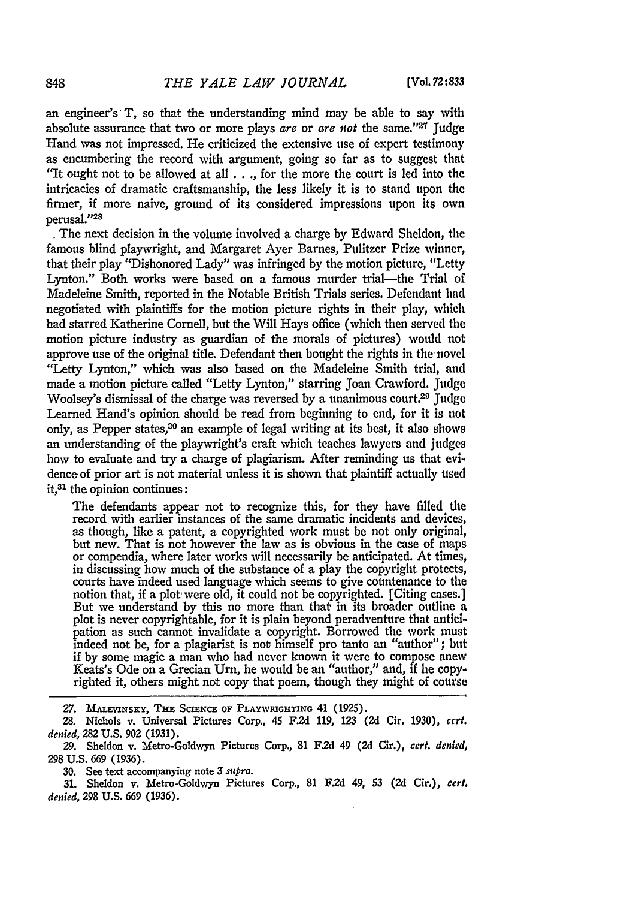an engineer's T, so that the understanding mind may be able to say with absolute assurance that two or more plays *are* or *are not* the same."[27] Judge Hand was not impressed. He criticized the extensive use of expert testimony as encumbering the record with argument, going so far as to suggest that "It ought not to be allowed at all . . ., for the more the court is led into the intricacies of dramatic craftsmanship, the less likely it is to stand upon the firmer, if more naive, ground of its considered impressions upon its own perusal."[28]

The next decision in the volume involved a charge by Edward Sheldon, the famous blind playwright, and Margaret Ayer Barnes, Pulitzer Prize winner, that their play "Dishonored Lady" was infringed by the motion picture, "Letty Lynton." Both works were based on a famous murder trial—the Trial of Madeleine Smith, reported in the Notable British Trials series. Defendant had negotiated with plaintiffs for the motion picture rights in their play, which had starred Katherine Cornell, but the Will Hays office (which then served the motion picture industry as guardian of the morals of pictures) would not approve use of the original title. Defendant then bought the rights in the novel "Letty Lynton," which was also based on the Madeleine Smith trial, and made a motion picture called "Letty Lynton," starring Joan Crawford. Judge Woolsey's dismissal of the charge was reversed by a unanimous court.[29] Judge Learned Hand's opinion should be read from beginning to end, for it is not only, as Pepper states,[30] an example of legal writing at its best, it also shows an understanding of the playwright's craft which teaches lawyers and judges how to evaluate and try a charge of plagiarism. After reminding us that evidence of prior art is not material unless it is shown that plaintiff actually used it,[31] the opinion continues:

> The defendants appear not to recognize this, for they have filled the record with earlier instances of the same dramatic incidents and devices, as though, like a patent, a copyrighted work must be not only original, but new. That is not however the law as is obvious in the case of maps or compendia, where later works will necessarily be anticipated. At times, in discussing how much of the substance of a play the copyright protects, courts have indeed used language which seems to give countenance to the notion that, if a plot were old, it could not be copyrighted. [Citing cases.] But we understand by this no more than that in its broader outline a plot is never copyrightable, for it is plain beyond peradventure that anticipation as such cannot invalidate a copyright. Borrowed the work must indeed not be, for a plagiarist is not himself pro tanto an "author"; but if by some magic a man who had never known it were to compose anew Keats's Ode on a Grecian Urn, he would be an "author," and, if he copyrighted it, others might not copy that poem, though they might of course

---

27. MALEVINSKY, THE SCIENCE OF PLAYWRIGHTING 41 (1925).

28. Nichols v. Universal Pictures Corp., 45 F.2d 119, 123 (2d Cir. 1930), *cert. denied*, 282 U.S. 902 (1931).

29. Sheldon v. Metro-Goldwyn Pictures Corp., 81 F.2d 49 (2d Cir.), *cert. denied*, 298 U.S. 669 (1936).

30. See text accompanying note 3 *supra*.

31. Sheldon v. Metro-Goldwyn Pictures Corp., 81 F.2d 49, 53 (2d Cir.), *cert. denied*, 298 U.S. 669 (1936).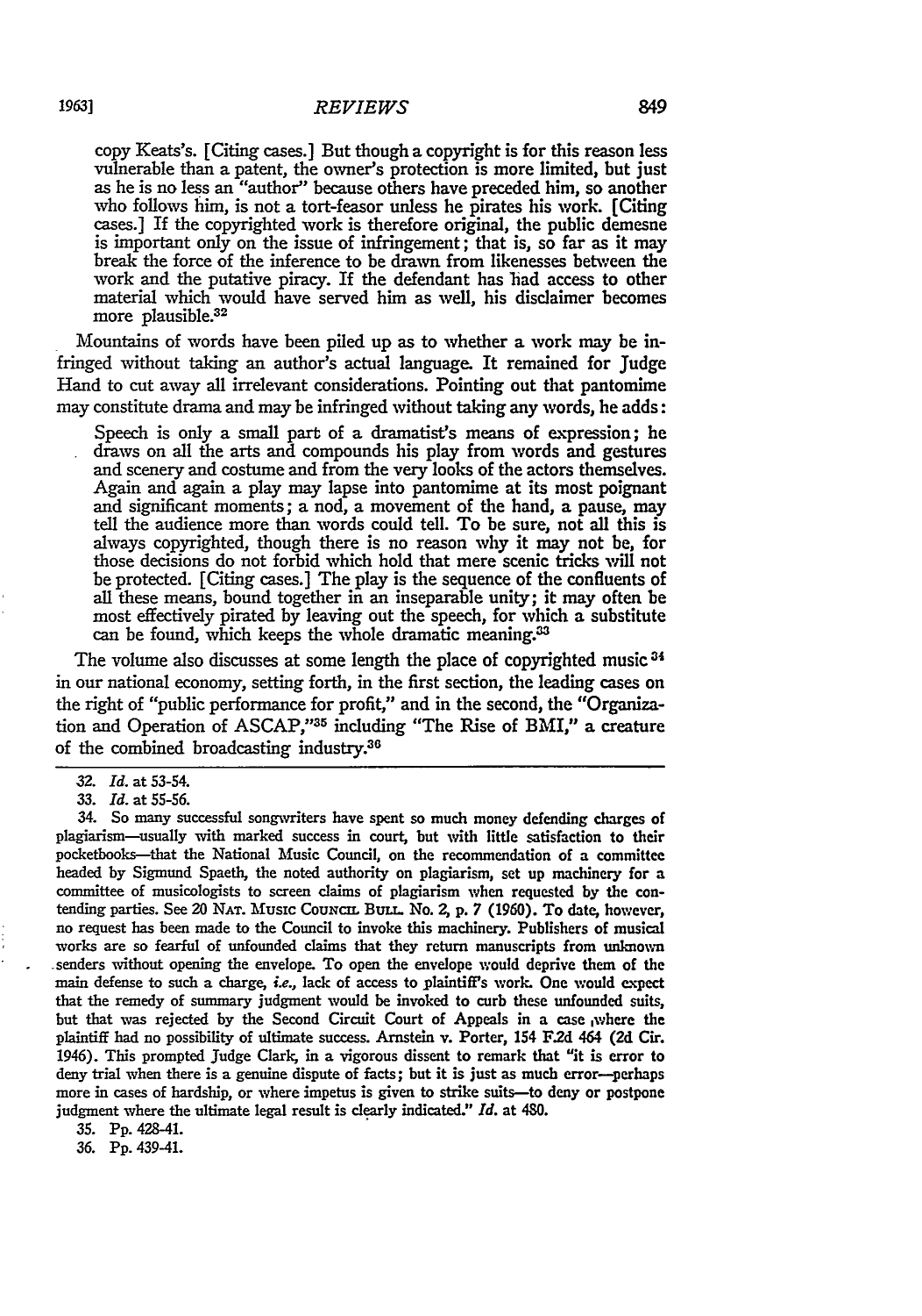> copy Keats's. [Citing cases.] But though a copyright is for this reason less vulnerable than a patent, the owner's protection is more limited, but just as he is no less an "author" because others have preceded him, so another who follows him, is not a tort-feasor unless he pirates his work. [Citing cases.] If the copyrighted work is therefore original, the public demesne is important only on the issue of infringement; that is, so far as it may break the force of the inference to be drawn from likenesses between the work and the putative piracy. If the defendant has had access to other material which would have served him as well, his disclaimer becomes more plausible.[32]

Mountains of words have been piled up as to whether a work may be infringed without taking an author's actual language. It remained for Judge Hand to cut away all irrelevant considerations. Pointing out that pantomime may constitute drama and may be infringed without taking any words, he adds:

> Speech is only a small part of a dramatist's means of expression; he draws on all the arts and compounds his play from words and gestures and scenery and costume and from the very looks of the actors themselves. Again and again a play may lapse into pantomime at its most poignant and significant moments; a nod, a movement of the hand, a pause, may tell the audience more than words could tell. To be sure, not all this is always copyrighted, though there is no reason why it may not be, for those decisions do not forbid which hold that mere scenic tricks will not be protected. [Citing cases.] The play is the sequence of the confluents of all these means, bound together in an inseparable unity; it may often be most effectively pirated by leaving out the speech, for which a substitute can be found, which keeps the whole dramatic meaning.[33]

The volume also discusses at some length the place of copyrighted music[34] in our national economy, setting forth, in the first section, the leading cases on the right of "public performance for profit," and in the second, the "Organization and Operation of ASCAP,"[35] including "The Rise of BMI," a creature of the combined broadcasting industry.[36]

---

32. *Id.* at 53-54.

33. *Id.* at 55-56.

34. So many successful songwriters have spent so much money defending charges of plagiarism—usually with marked success in court, but with little satisfaction to their pocketbooks—that the National Music Council, on the recommendation of a committee headed by Sigmund Spaeth, the noted authority on plagiarism, set up machinery for a committee of musicologists to screen claims of plagiarism when requested by the contending parties. See 20 NAT. MUSIC COUNCIL BULL. No. 2, p. 7 (1960). To date, however, no request has been made to the Council to invoke this machinery. Publishers of musical works are so fearful of unfounded claims that they return manuscripts from unknown senders without opening the envelope. To open the envelope would deprive them of the main defense to such a charge, *i.e.*, lack of access to plaintiff's work. One would expect that the remedy of summary judgment would be invoked to curb these unfounded suits, but that was rejected by the Second Circuit Court of Appeals in a case where the plaintiff had no possibility of ultimate success. Arnstein v. Porter, 154 F.2d 464 (2d Cir. 1946). This prompted Judge Clark, in a vigorous dissent to remark that "it is error to deny trial when there is a genuine dispute of facts; but it is just as much error—perhaps more in cases of hardship, or where impetus is given to strike suits—to deny or postpone judgment where the ultimate legal result is clearly indicated." *Id.* at 480.

35. Pp. 428-41.

36. Pp. 439-41.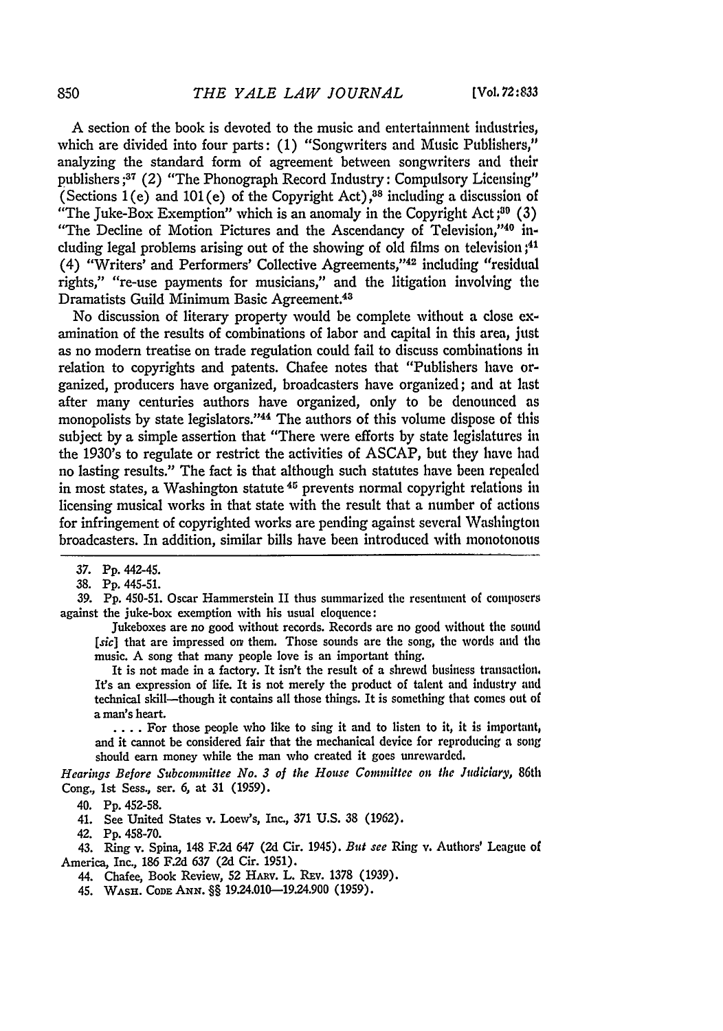A section of the book is devoted to the music and entertainment industries, which are divided into four parts: (1) "Songwriters and Music Publishers," analyzing the standard form of agreement between songwriters and their publishers;[37] (2) "The Phonograph Record Industry: Compulsory Licensing" (Sections 1(e) and 101(e) of the Copyright Act),[38] including a discussion of "The Juke-Box Exemption" which is an anomaly in the Copyright Act;[39] (3) "The Decline of Motion Pictures and the Ascendancy of Television,"[40] including legal problems arising out of the showing of old films on television;[41] (4) "Writers' and Performers' Collective Agreements,"[42] including "residual rights," "re-use payments for musicians," and the litigation involving the Dramatists Guild Minimum Basic Agreement.[43]

No discussion of literary property would be complete without a close examination of the results of combinations of labor and capital in this area, just as no modern treatise on trade regulation could fail to discuss combinations in relation to copyrights and patents. Chafee notes that "Publishers have organized, producers have organized, broadcasters have organized; and at last after many centuries authors have organized, only to be denounced as monopolists by state legislators."[44] The authors of this volume dispose of this subject by a simple assertion that "There were efforts by state legislatures in the 1930's to regulate or restrict the activities of ASCAP, but they have had no lasting results." The fact is that although such statutes have been repealed in most states, a Washington statute[45] prevents normal copyright relations in licensing musical works in that state with the result that a number of actions for infringement of copyrighted works are pending against several Washington broadcasters. In addition, similar bills have been introduced with monotonous

---

37. Pp. 442-45.

38. Pp. 445-51.

39. Pp. 450-51. Oscar Hammerstein II thus summarized the resentment of composers against the juke-box exemption with his usual eloquence:

> Jukeboxes are no good without records. Records are no good without the sound [*sic*] that are impressed on them. Those sounds are the song, the words and the music. A song that many people love is an important thing.
>
> It is not made in a factory. It isn't the result of a shrewd business transaction. It's an expression of life. It is not merely the product of talent and industry and technical skill—though it contains all those things. It is something that comes out of a man's heart.
>
> . . . . For those people who like to sing it and to listen to it, it is important, and it cannot be considered fair that the mechanical device for reproducing a song should earn money while the man who created it goes unrewarded.

*Hearings Before Subcommittee No. 3 of the House Committee on the Judiciary*, 86th Cong., 1st Sess., ser. 6, at 31 (1959).

40. Pp. 452-58.

41. See United States v. Loew's, Inc., 371 U.S. 38 (1962).

42. Pp. 458-70.

43. Ring v. Spina, 148 F.2d 647 (2d Cir. 1945). *But see* Ring v. Authors' League of America, Inc., 186 F.2d 637 (2d Cir. 1951).

44. Chafee, Book Review, 52 HARV. L. REV. 1378 (1939).

45. WASH. CODE ANN. §§ 19.24.010—19.24.900 (1959).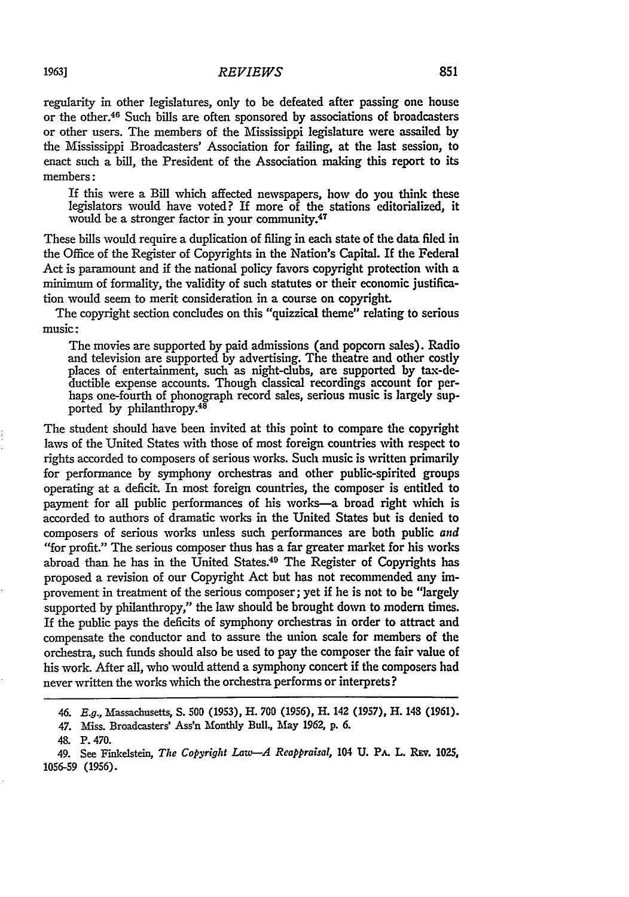regularity in other legislatures, only to be defeated after passing one house or the other.[46] Such bills are often sponsored by associations of broadcasters or other users. The members of the Mississippi legislature were assailed by the Mississippi Broadcasters' Association for failing, at the last session, to enact such a bill, the President of the Association making this report to its members:

> If this were a Bill which affected newspapers, how do you think these legislators would have voted? If more of the stations editorialized, it would be a stronger factor in your community.[47]

These bills would require a duplication of filing in each state of the data filed in the Office of the Register of Copyrights in the Nation's Capital. If the Federal Act is paramount and if the national policy favors copyright protection with a minimum of formality, the validity of such statutes or their economic justification would seem to merit consideration in a course on copyright.

The copyright section concludes on this "quizzical theme" relating to serious music:

> The movies are supported by paid admissions (and popcorn sales). Radio and television are supported by advertising. The theatre and other costly places of entertainment, such as night-clubs, are supported by tax-deductible expense accounts. Though classical recordings account for perhaps one-fourth of phonograph record sales, serious music is largely supported by philanthropy.[48]

The student should have been invited at this point to compare the copyright laws of the United States with those of most foreign countries with respect to rights accorded to composers of serious works. Such music is written primarily for performance by symphony orchestras and other public-spirited groups operating at a deficit. In most foreign countries, the composer is entitled to payment for all public performances of his works—a broad right which is accorded to authors of dramatic works in the United States but is denied to composers of serious works unless such performances are both public *and* "for profit." The serious composer thus has a far greater market for his works abroad than he has in the United States.[49] The Register of Copyrights has proposed a revision of our Copyright Act but has not recommended any improvement in treatment of the serious composer; yet if he is not to be "largely supported by philanthropy," the law should be brought down to modern times. If the public pays the deficits of symphony orchestras in order to attract and compensate the conductor and to assure the union scale for members of the orchestra, such funds should also be used to pay the composer the fair value of his work. After all, who would attend a symphony concert if the composers had never written the works which the orchestra performs or interprets?

---

46. *E.g.*, Massachusetts, S. 500 (1953), H. 700 (1956), H. 142 (1957), H. 148 (1961).

47. Miss. Broadcasters' Ass'n Monthly Bull., May 1962, p. 6.

48. P. 470.

49. See Finkelstein, *The Copyright Law—A Reappraisal*, 104 U. Pa. L. Rev. 1025, 1056-59 (1956).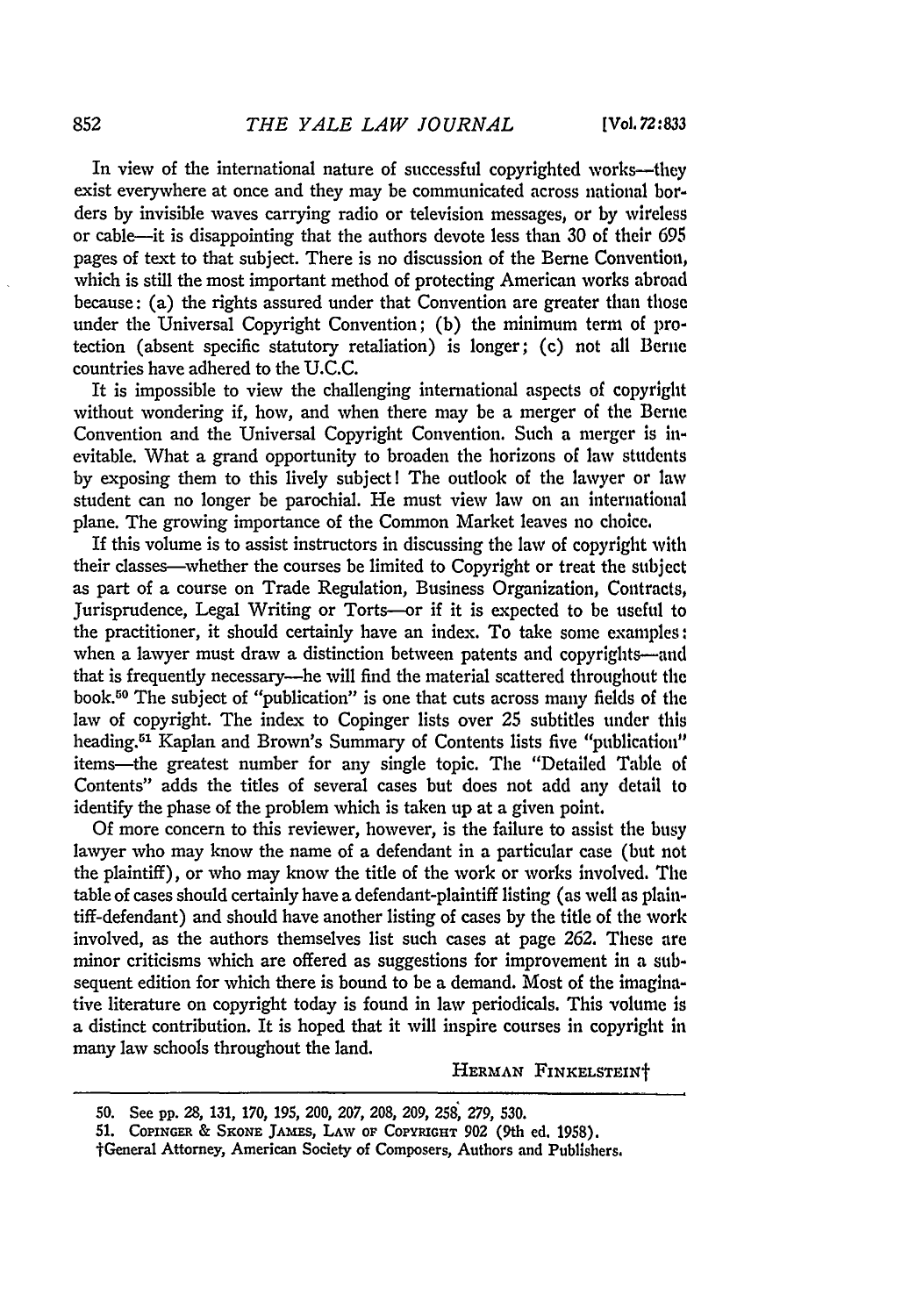In view of the international nature of successful copyrighted works—they exist everywhere at once and they may be communicated across national borders by invisible waves carrying radio or television messages, or by wireless or cable—it is disappointing that the authors devote less than 30 of their 695 pages of text to that subject. There is no discussion of the Berne Convention, which is still the most important method of protecting American works abroad because: (a) the rights assured under that Convention are greater than those under the Universal Copyright Convention; (b) the minimum term of protection (absent specific statutory retaliation) is longer; (c) not all Berne countries have adhered to the U.C.C.

It is impossible to view the challenging international aspects of copyright without wondering if, how, and when there may be a merger of the Berne Convention and the Universal Copyright Convention. Such a merger is inevitable. What a grand opportunity to broaden the horizons of law students by exposing them to this lively subject! The outlook of the lawyer or law student can no longer be parochial. He must view law on an international plane. The growing importance of the Common Market leaves no choice.

If this volume is to assist instructors in discussing the law of copyright with their classes—whether the courses be limited to Copyright or treat the subject as part of a course on Trade Regulation, Business Organization, Contracts, Jurisprudence, Legal Writing or Torts—or if it is expected to be useful to the practitioner, it should certainly have an index. To take some examples: when a lawyer must draw a distinction between patents and copyrights—and that is frequently necessary—he will find the material scattered throughout the book.[50] The subject of "publication" is one that cuts across many fields of the law of copyright. The index to Copinger lists over 25 subtitles under this heading.[51] Kaplan and Brown's Summary of Contents lists five "publication" items—the greatest number for any single topic. The "Detailed Table of Contents" adds the titles of several cases but does not add any detail to identify the phase of the problem which is taken up at a given point.

Of more concern to this reviewer, however, is the failure to assist the busy lawyer who may know the name of a defendant in a particular case (but not the plaintiff), or who may know the title of the work or works involved. The table of cases should certainly have a defendant-plaintiff listing (as well as plaintiff-defendant) and should have another listing of cases by the title of the work involved, as the authors themselves list such cases at page 262. These are minor criticisms which are offered as suggestions for improvement in a subsequent edition for which there is bound to be a demand. Most of the imaginative literature on copyright today is found in law periodicals. This volume is a distinct contribution. It is hoped that it will inspire courses in copyright in many law schools throughout the land.

HERMAN FINKELSTEIN†

---

50. See pp. 28, 131, 170, 195, 200, 207, 208, 209, 258, 279, 530.

51. COPINGER & SKONE JAMES, LAW OF COPYRIGHT 902 (9th ed. 1958).

†General Attorney, American Society of Composers, Authors and Publishers.